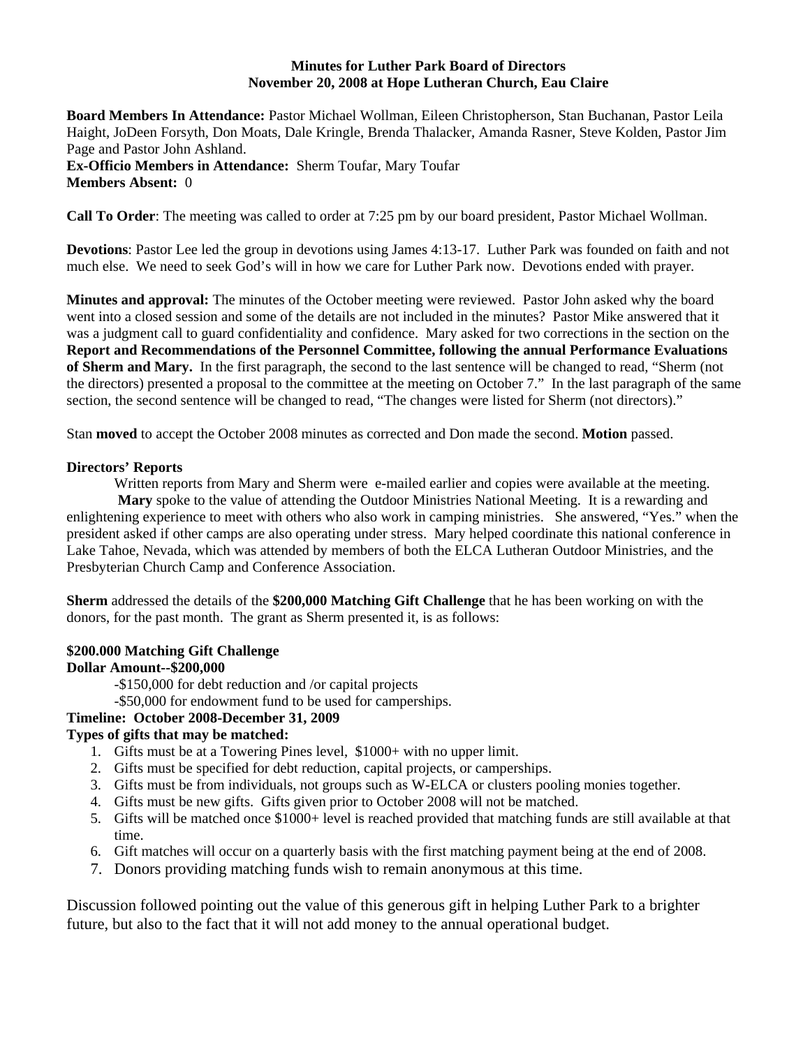**Minutes for Luther Park Board of Directors**
**November 20, 2008 at Hope Lutheran Church, Eau Claire**

**Board Members In Attendance:** Pastor Michael Wollman, Eileen Christopherson, Stan Buchanan, Pastor Leila Haight, JoDeen Forsyth, Don Moats, Dale Kringle, Brenda Thalacker, Amanda Rasner, Steve Kolden, Pastor Jim Page and Pastor John Ashland.
**Ex-Officio Members in Attendance:** Sherm Toufar, Mary Toufar
**Members Absent:** 0

**Call To Order**: The meeting was called to order at 7:25 pm by our board president, Pastor Michael Wollman.

**Devotions**: Pastor Lee led the group in devotions using James 4:13-17. Luther Park was founded on faith and not much else. We need to seek God's will in how we care for Luther Park now. Devotions ended with prayer.

**Minutes and approval:** The minutes of the October meeting were reviewed. Pastor John asked why the board went into a closed session and some of the details are not included in the minutes? Pastor Mike answered that it was a judgment call to guard confidentiality and confidence. Mary asked for two corrections in the section on the **Report and Recommendations of the Personnel Committee, following the annual Performance Evaluations of Sherm and Mary.** In the first paragraph, the second to the last sentence will be changed to read, "Sherm (not the directors) presented a proposal to the committee at the meeting on October 7." In the last paragraph of the same section, the second sentence will be changed to read, "The changes were listed for Sherm (not directors)."

Stan **moved** to accept the October 2008 minutes as corrected and Don made the second. **Motion** passed.

**Directors' Reports**

Written reports from Mary and Sherm were e-mailed earlier and copies were available at the meeting.

**Mary** spoke to the value of attending the Outdoor Ministries National Meeting. It is a rewarding and enlightening experience to meet with others who also work in camping ministries. She answered, "Yes." when the president asked if other camps are also operating under stress. Mary helped coordinate this national conference in Lake Tahoe, Nevada, which was attended by members of both the ELCA Lutheran Outdoor Ministries, and the Presbyterian Church Camp and Conference Association.

**Sherm** addressed the details of the **$200,000 Matching Gift Challenge** that he has been working on with the donors, for the past month. The grant as Sherm presented it, is as follows:

**$200.000 Matching Gift Challenge**
**Dollar Amount--$200,000**

-$150,000 for debt reduction and /or capital projects
-$50,000 for endowment fund to be used for camperships.

**Timeline: October 2008-December 31, 2009**
**Types of gifts that may be matched:**

1. Gifts must be at a Towering Pines level, $1000+ with no upper limit.
2. Gifts must be specified for debt reduction, capital projects, or camperships.
3. Gifts must be from individuals, not groups such as W-ELCA or clusters pooling monies together.
4. Gifts must be new gifts. Gifts given prior to October 2008 will not be matched.
5. Gifts will be matched once $1000+ level is reached provided that matching funds are still available at that time.
6. Gift matches will occur on a quarterly basis with the first matching payment being at the end of 2008.
7. Donors providing matching funds wish to remain anonymous at this time.

Discussion followed pointing out the value of this generous gift in helping Luther Park to a brighter future, but also to the fact that it will not add money to the annual operational budget.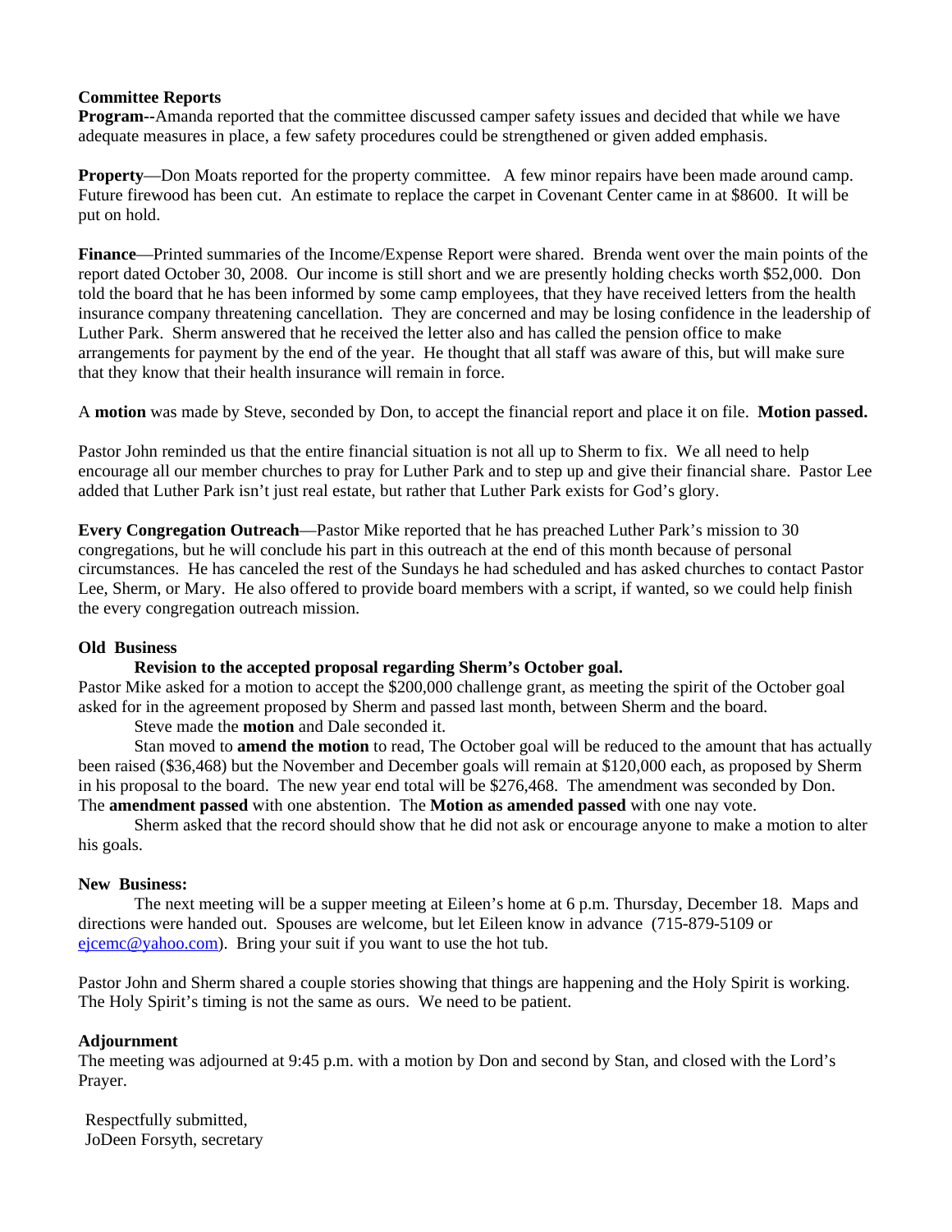**Committee Reports**

**Program--**Amanda reported that the committee discussed camper safety issues and decided that while we have adequate measures in place, a few safety procedures could be strengthened or given added emphasis.

**Property**—Don Moats reported for the property committee. A few minor repairs have been made around camp. Future firewood has been cut. An estimate to replace the carpet in Covenant Center came in at $8600. It will be put on hold.

**Finance**—Printed summaries of the Income/Expense Report were shared. Brenda went over the main points of the report dated October 30, 2008. Our income is still short and we are presently holding checks worth $52,000. Don told the board that he has been informed by some camp employees, that they have received letters from the health insurance company threatening cancellation. They are concerned and may be losing confidence in the leadership of Luther Park. Sherm answered that he received the letter also and has called the pension office to make arrangements for payment by the end of the year. He thought that all staff was aware of this, but will make sure that they know that their health insurance will remain in force.

A **motion** was made by Steve, seconded by Don, to accept the financial report and place it on file. **Motion passed.**

Pastor John reminded us that the entire financial situation is not all up to Sherm to fix. We all need to help encourage all our member churches to pray for Luther Park and to step up and give their financial share. Pastor Lee added that Luther Park isn't just real estate, but rather that Luther Park exists for God's glory.

**Every Congregation Outreach**—Pastor Mike reported that he has preached Luther Park's mission to 30 congregations, but he will conclude his part in this outreach at the end of this month because of personal circumstances. He has canceled the rest of the Sundays he had scheduled and has asked churches to contact Pastor Lee, Sherm, or Mary. He also offered to provide board members with a script, if wanted, so we could help finish the every congregation outreach mission.

**Old Business**

**Revision to the accepted proposal regarding Sherm's October goal.**

Pastor Mike asked for a motion to accept the $200,000 challenge grant, as meeting the spirit of the October goal asked for in the agreement proposed by Sherm and passed last month, between Sherm and the board.

Steve made the **motion** and Dale seconded it.

Stan moved to **amend the motion** to read, The October goal will be reduced to the amount that has actually been raised ($36,468) but the November and December goals will remain at $120,000 each, as proposed by Sherm in his proposal to the board. The new year end total will be $276,468. The amendment was seconded by Don. The **amendment passed** with one abstention. The **Motion as amended passed** with one nay vote.

Sherm asked that the record should show that he did not ask or encourage anyone to make a motion to alter his goals.

**New Business:**

The next meeting will be a supper meeting at Eileen's home at 6 p.m. Thursday, December 18. Maps and directions were handed out. Spouses are welcome, but let Eileen know in advance (715-879-5109 or ejcemc@yahoo.com). Bring your suit if you want to use the hot tub.

Pastor John and Sherm shared a couple stories showing that things are happening and the Holy Spirit is working. The Holy Spirit's timing is not the same as ours. We need to be patient.

**Adjournment**

The meeting was adjourned at 9:45 p.m. with a motion by Don and second by Stan, and closed with the Lord's Prayer.

Respectfully submitted,
JoDeen Forsyth, secretary